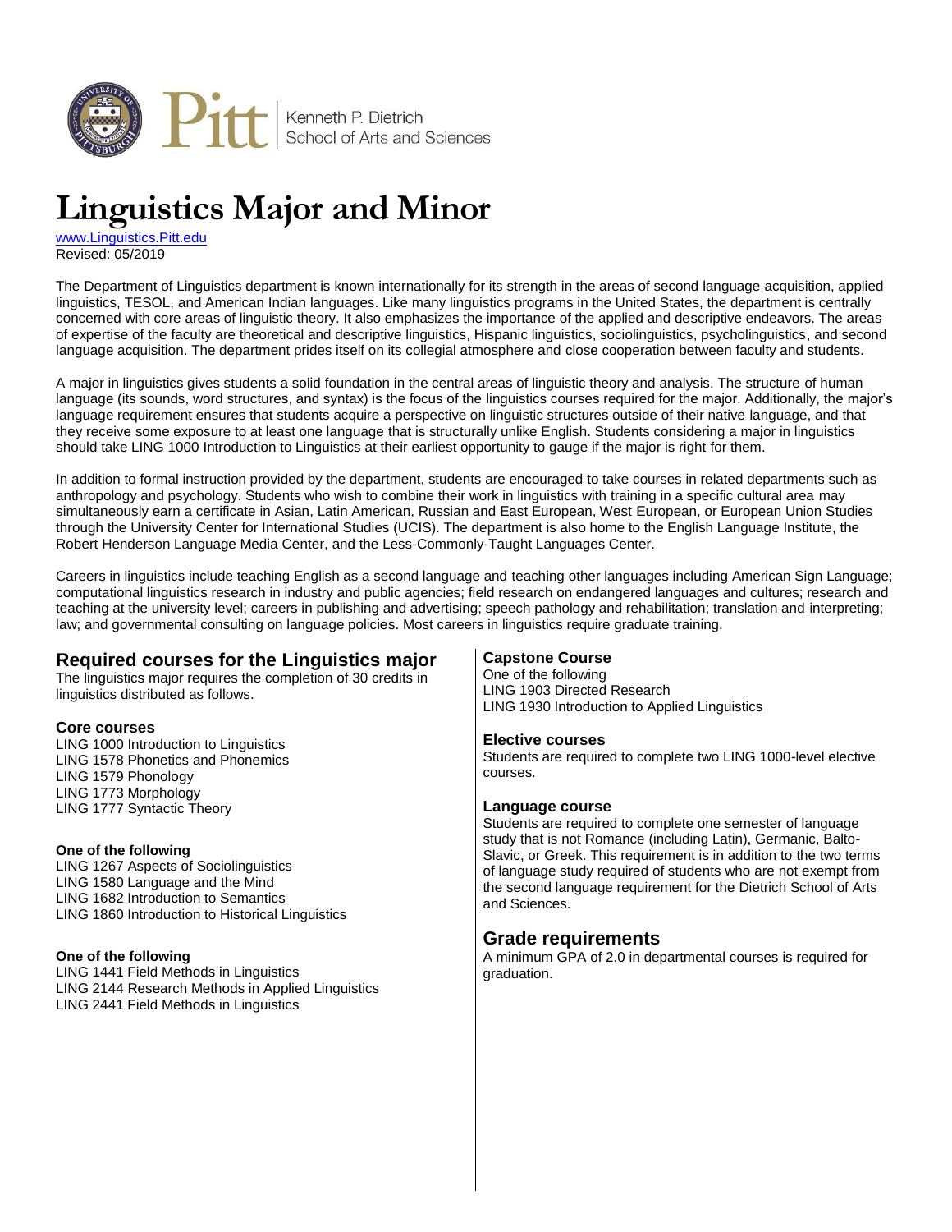Kenneth P. Dietrich School of Arts and Sciences

# Linguistics Major and Minor

www.Linguistics.Pitt.edu
Revised: 05/2019

The Department of Linguistics department is known internationally for its strength in the areas of second language acquisition, applied linguistics, TESOL, and American Indian languages. Like many linguistics programs in the United States, the department is centrally concerned with core areas of linguistic theory. It also emphasizes the importance of the applied and descriptive endeavors. The areas of expertise of the faculty are theoretical and descriptive linguistics, Hispanic linguistics, sociolinguistics, psycholinguistics, and second language acquisition. The department prides itself on its collegial atmosphere and close cooperation between faculty and students.

A major in linguistics gives students a solid foundation in the central areas of linguistic theory and analysis. The structure of human language (its sounds, word structures, and syntax) is the focus of the linguistics courses required for the major. Additionally, the major's language requirement ensures that students acquire a perspective on linguistic structures outside of their native language, and that they receive some exposure to at least one language that is structurally unlike English. Students considering a major in linguistics should take LING 1000 Introduction to Linguistics at their earliest opportunity to gauge if the major is right for them.

In addition to formal instruction provided by the department, students are encouraged to take courses in related departments such as anthropology and psychology. Students who wish to combine their work in linguistics with training in a specific cultural area may simultaneously earn a certificate in Asian, Latin American, Russian and East European, West European, or European Union Studies through the University Center for International Studies (UCIS). The department is also home to the English Language Institute, the Robert Henderson Language Media Center, and the Less-Commonly-Taught Languages Center.

Careers in linguistics include teaching English as a second language and teaching other languages including American Sign Language; computational linguistics research in industry and public agencies; field research on endangered languages and cultures; research and teaching at the university level; careers in publishing and advertising; speech pathology and rehabilitation; translation and interpreting; law; and governmental consulting on language policies. Most careers in linguistics require graduate training.

## Required courses for the Linguistics major

The linguistics major requires the completion of 30 credits in linguistics distributed as follows.

### Core courses

LING 1000 Introduction to Linguistics
LING 1578 Phonetics and Phonemics
LING 1579 Phonology
LING 1773 Morphology
LING 1777 Syntactic Theory

#### One of the following

LING 1267 Aspects of Sociolinguistics
LING 1580 Language and the Mind
LING 1682 Introduction to Semantics
LING 1860 Introduction to Historical Linguistics

#### One of the following

LING 1441 Field Methods in Linguistics
LING 2144 Research Methods in Applied Linguistics
LING 2441 Field Methods in Linguistics

### Capstone Course

One of the following
LING 1903 Directed Research
LING 1930 Introduction to Applied Linguistics

### Elective courses

Students are required to complete two LING 1000-level elective courses.

### Language course

Students are required to complete one semester of language study that is not Romance (including Latin), Germanic, Balto-Slavic, or Greek. This requirement is in addition to the two terms of language study required of students who are not exempt from the second language requirement for the Dietrich School of Arts and Sciences.

## Grade requirements

A minimum GPA of 2.0 in departmental courses is required for graduation.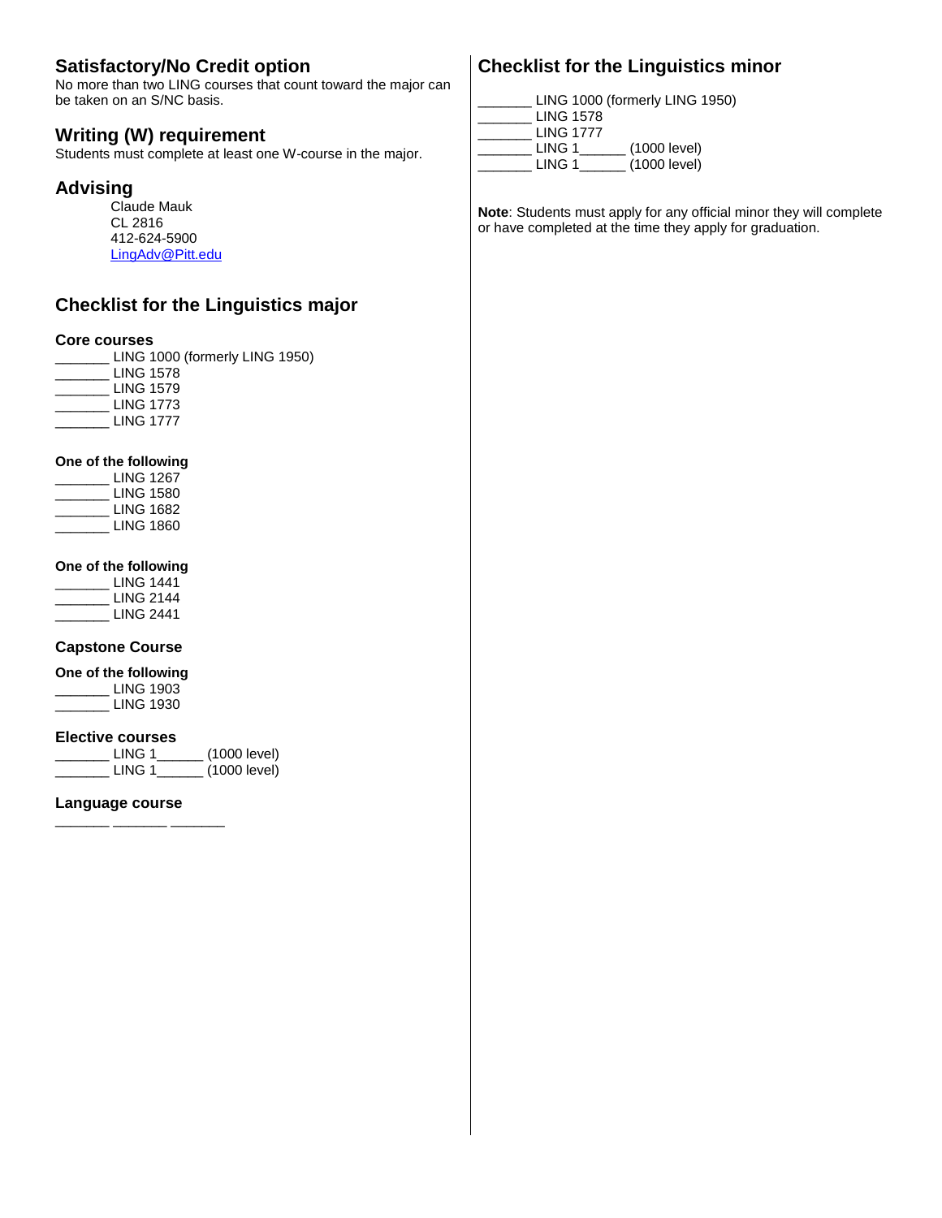## Satisfactory/No Credit option

No more than two LING courses that count toward the major can be taken on an S/NC basis.

## Writing (W) requirement

Students must complete at least one W-course in the major.

## Advising

Claude Mauk
CL 2816
412-624-5900
[LingAdv@Pitt.edu](mailto:LingAdv@Pitt.edu)

## Checklist for the Linguistics major

### Core courses

_______ LING 1000 (formerly LING 1950)
_______ LING 1578
_______ LING 1579
_______ LING 1773
_______ LING 1777

### One of the following

_______ LING 1267
_______ LING 1580
_______ LING 1682
_______ LING 1860

### One of the following

_______ LING 1441
_______ LING 2144
_______ LING 2441

### Capstone Course

#### One of the following

_______ LING 1903
_______ LING 1930

### Elective courses

_______ LING 1______ (1000 level)
_______ LING 1______ (1000 level)

### Language course

_______ _______ _______

## Checklist for the Linguistics minor

_______ LING 1000 (formerly LING 1950)
_______ LING 1578
_______ LING 1777
_______ LING 1______ (1000 level)
_______ LING 1______ (1000 level)

**Note**: Students must apply for any official minor they will complete or have completed at the time they apply for graduation.